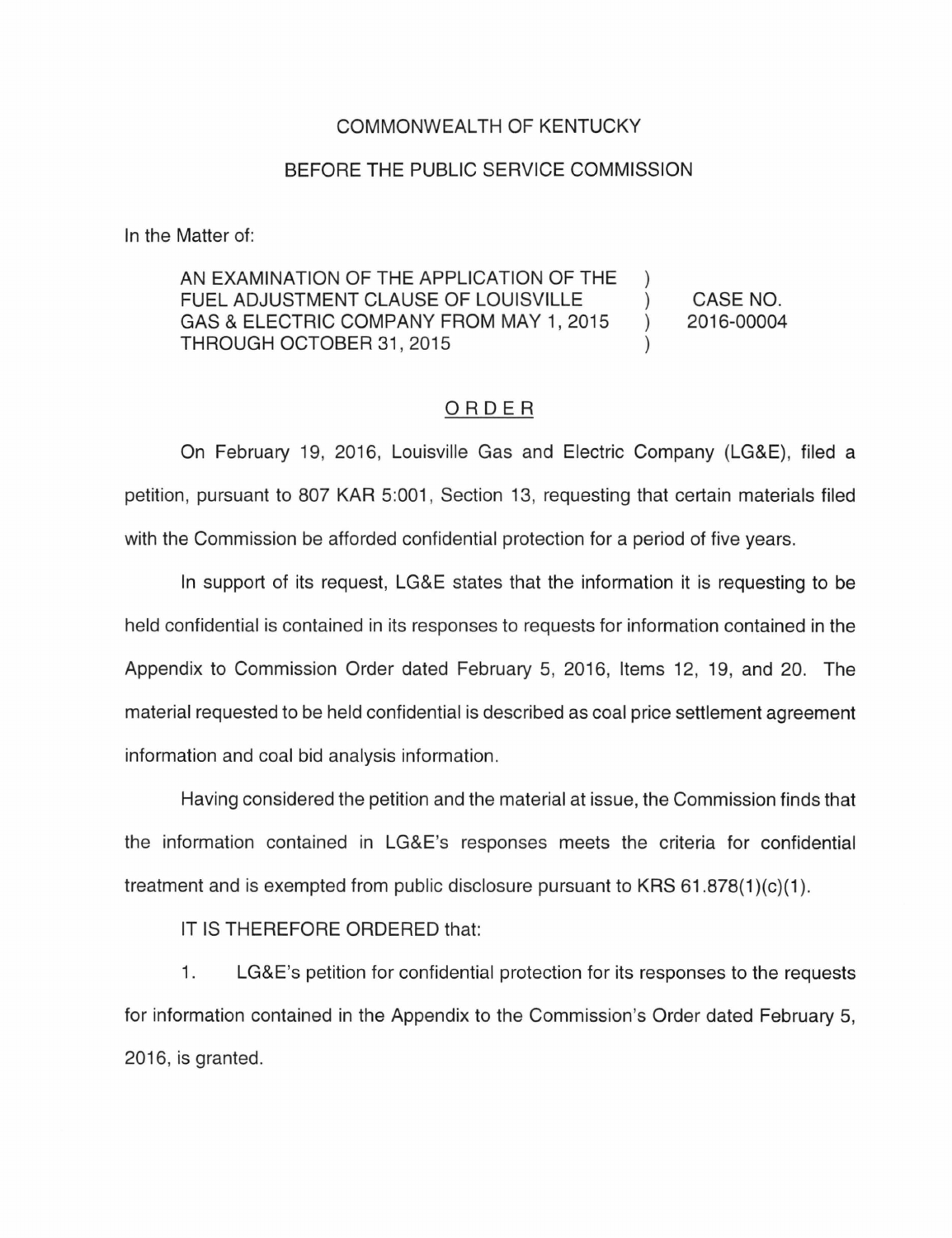COMMONWEALTH OF KENTUCKY

BEFORE THE PUBLIC SERVICE COMMISSION

In the Matter of:

| | | |
|---|---|---|
| AN EXAMINATION OF THE APPLICATION OF THE FUEL ADJUSTMENT CLAUSE OF LOUISVILLE GAS & ELECTRIC COMPANY FROM MAY 1, 2015 THROUGH OCTOBER 31, 2015 | ) ) ) ) | CASE NO. 2016-00004 |

## ORDER

On February 19, 2016, Louisville Gas and Electric Company (LG&E), filed a petition, pursuant to 807 KAR 5:001, Section 13, requesting that certain materials filed with the Commission be afforded confidential protection for a period of five years.

In support of its request, LG&E states that the information it is requesting to be held confidential is contained in its responses to requests for information contained in the Appendix to Commission Order dated February 5, 2016, Items 12, 19, and 20. The material requested to be held confidential is described as coal price settlement agreement information and coal bid analysis information.

Having considered the petition and the material at issue, the Commission finds that the information contained in LG&E's responses meets the criteria for confidential treatment and is exempted from public disclosure pursuant to KRS 61.878(1)(c)(1).

IT IS THEREFORE ORDERED that:

1. LG&E's petition for confidential protection for its responses to the requests for information contained in the Appendix to the Commission's Order dated February 5, 2016, is granted.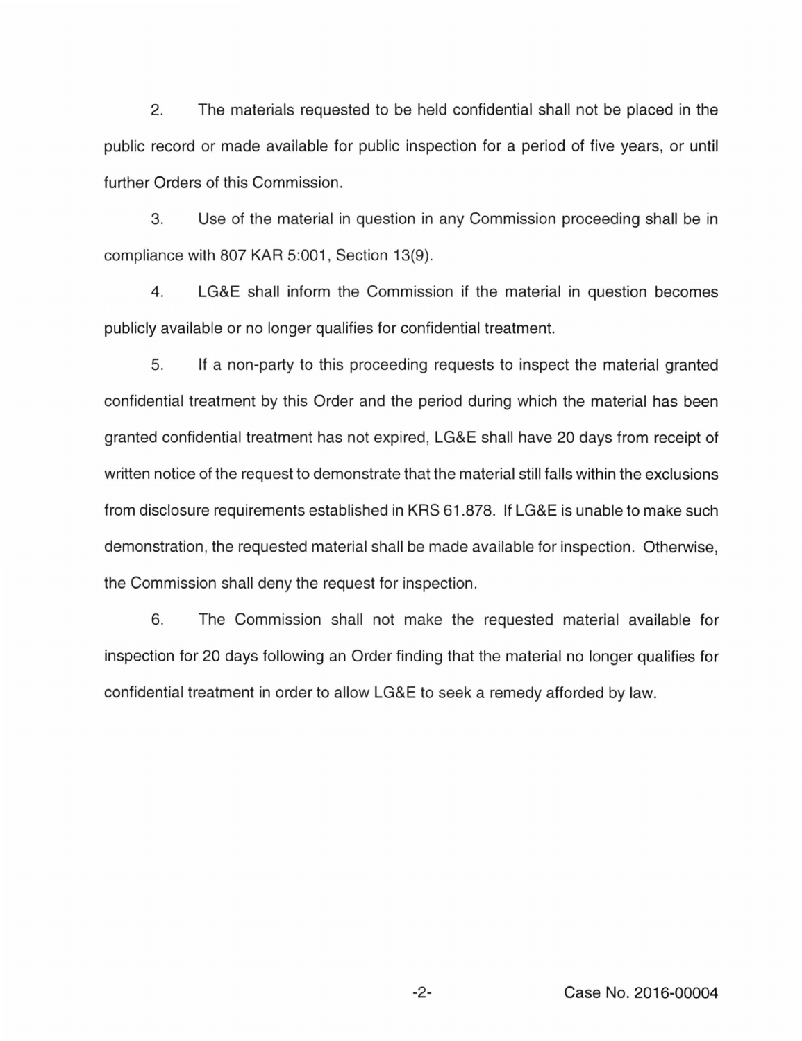2. The materials requested to be held confidential shall not be placed in the public record or made available for public inspection for a period of five years, or until further Orders of this Commission.

3. Use of the material in question in any Commission proceeding shall be in compliance with 807 KAR 5:001, Section 13(9).

4. LG&E shall inform the Commission if the material in question becomes publicly available or no longer qualifies for confidential treatment.

5. If a non-party to this proceeding requests to inspect the material granted confidential treatment by this Order and the period during which the material has been granted confidential treatment has not expired, LG&E shall have 20 days from receipt of written notice of the request to demonstrate that the material still falls within the exclusions from disclosure requirements established in KRS 61.878. If LG&E is unable to make such demonstration, the requested material shall be made available for inspection. Otherwise, the Commission shall deny the request for inspection.

6. The Commission shall not make the requested material available for inspection for 20 days following an Order finding that the material no longer qualifies for confidential treatment in order to allow LG&E to seek a remedy afforded by law.

Case No. 2016-00004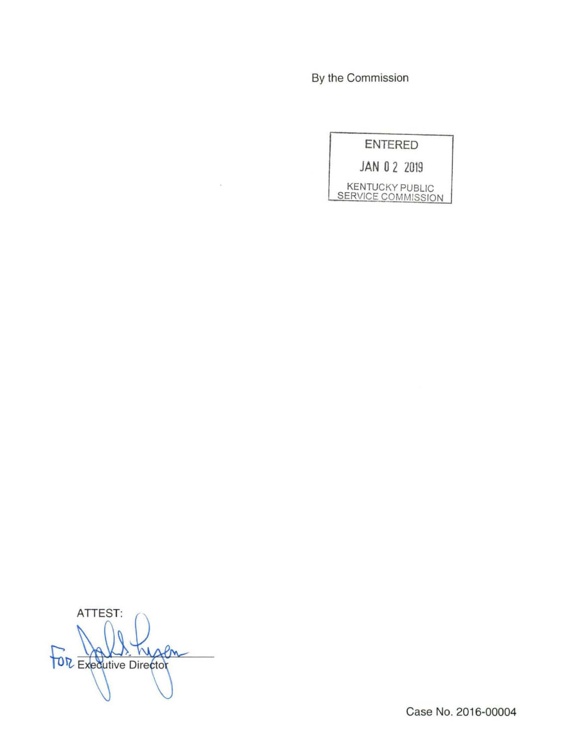By the Commission

ENTERED

JAN 02 2019

KENTUCKY PUBLIC SERVICE COMMISSION

ATTEST:

For Executive Director

Case No. 2016-00004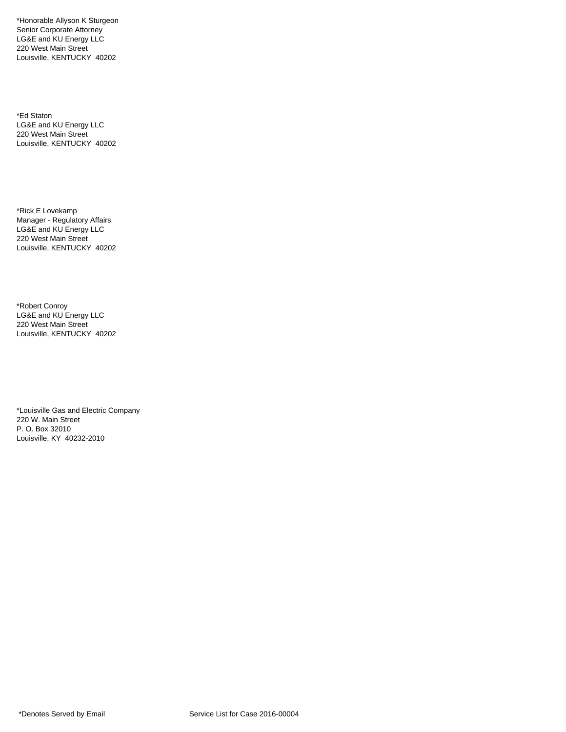*Honorable Allyson K Sturgeon
Senior Corporate Attorney
LG&E and KU Energy LLC
220 West Main Street
Louisville, KENTUCKY  40202

*Ed Staton
LG&E and KU Energy LLC
220 West Main Street
Louisville, KENTUCKY  40202

*Rick E Lovekamp
Manager - Regulatory Affairs
LG&E and KU Energy LLC
220 West Main Street
Louisville, KENTUCKY  40202

*Robert Conroy
LG&E and KU Energy LLC
220 West Main Street
Louisville, KENTUCKY  40202

*Louisville Gas and Electric Company
220 W. Main Street
P. O. Box 32010
Louisville, KY  40232-2010

*Denotes Served by Email

Service List for Case 2016-00004